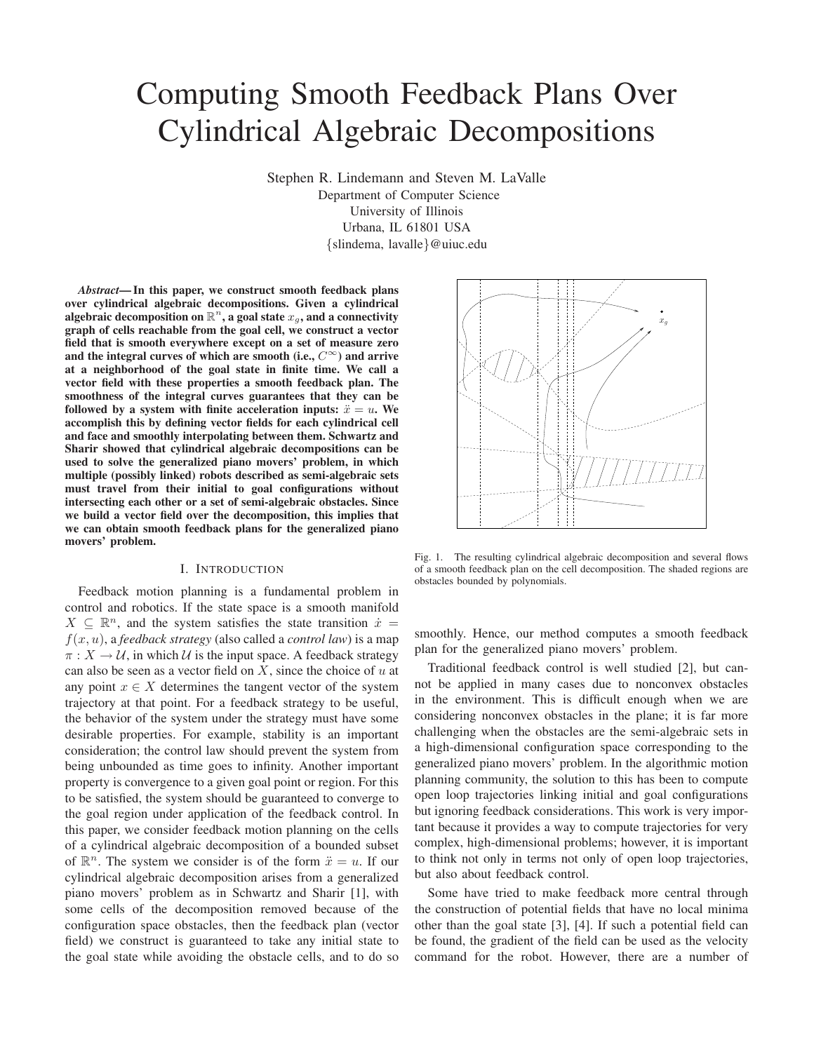# Computing Smooth Feedback Plans Over Cylindrical Algebraic Decompositions

Stephen R. Lindemann and Steven M. LaValle
Department of Computer Science
University of Illinois
Urbana, IL 61801 USA
{slindema, lavalle}@uiuc.edu

***Abstract*— In this paper, we construct smooth feedback plans over cylindrical algebraic decompositions. Given a cylindrical algebraic decomposition on $\mathbb{R}^n$, a goal state $x_g$, and a connectivity graph of cells reachable from the goal cell, we construct a vector field that is smooth everywhere except on a set of measure zero and the integral curves of which are smooth (i.e., $C^\infty$) and arrive at a neighborhood of the goal state in finite time. We call a vector field with these properties a smooth feedback plan. The smoothness of the integral curves guarantees that they can be followed by a system with finite acceleration inputs: $\ddot{x} = u$. We accomplish this by defining vector fields for each cylindrical cell and face and smoothly interpolating between them. Schwartz and Sharir showed that cylindrical algebraic decompositions can be used to solve the generalized piano movers' problem, in which multiple (possibly linked) robots described as semi-algebraic sets must travel from their initial to goal configurations without intersecting each other or a set of semi-algebraic obstacles. Since we build a vector field over the decomposition, this implies that we can obtain smooth feedback plans for the generalized piano movers' problem.**

## I. Introduction

Feedback motion planning is a fundamental problem in control and robotics. If the state space is a smooth manifold $X \subseteq \mathbb{R}^n$, and the system satisfies the state transition $\dot{x} = f(x, u)$, a *feedback strategy* (also called a *control law*) is a map $\pi : X \to \mathcal{U}$, in which $\mathcal{U}$ is the input space. A feedback strategy can also be seen as a vector field on $X$, since the choice of $u$ at any point $x \in X$ determines the tangent vector of the system trajectory at that point. For a feedback strategy to be useful, the behavior of the system under the strategy must have some desirable properties. For example, stability is an important consideration; the control law should prevent the system from being unbounded as time goes to infinity. Another important property is convergence to a given goal point or region. For this to be satisfied, the system should be guaranteed to converge to the goal region under application of the feedback control. In this paper, we consider feedback motion planning on the cells of a cylindrical algebraic decomposition of a bounded subset of $\mathbb{R}^n$. The system we consider is of the form $\ddot{x} = u$. If our cylindrical algebraic decomposition arises from a generalized piano movers' problem as in Schwartz and Sharir [1], with some cells of the decomposition removed because of the configuration space obstacles, then the feedback plan (vector field) we construct is guaranteed to take any initial state to the goal state while avoiding the obstacle cells, and to do so smoothly. Hence, our method computes a smooth feedback plan for the generalized piano movers' problem.

Fig. 1. The resulting cylindrical algebraic decomposition and several flows of a smooth feedback plan on the cell decomposition. The shaded regions are obstacles bounded by polynomials.

Traditional feedback control is well studied [2], but cannot be applied in many cases due to nonconvex obstacles in the environment. This is difficult enough when we are considering nonconvex obstacles in the plane; it is far more challenging when the obstacles are the semi-algebraic sets in a high-dimensional configuration space corresponding to the generalized piano movers' problem. In the algorithmic motion planning community, the solution to this has been to compute open loop trajectories linking initial and goal configurations but ignoring feedback considerations. This work is very important because it provides a way to compute trajectories for very complex, high-dimensional problems; however, it is important to think not only in terms not only of open loop trajectories, but also about feedback control.

Some have tried to make feedback more central through the construction of potential fields that have no local minima other than the goal state [3], [4]. If such a potential field can be found, the gradient of the field can be used as the velocity command for the robot. However, there are a number of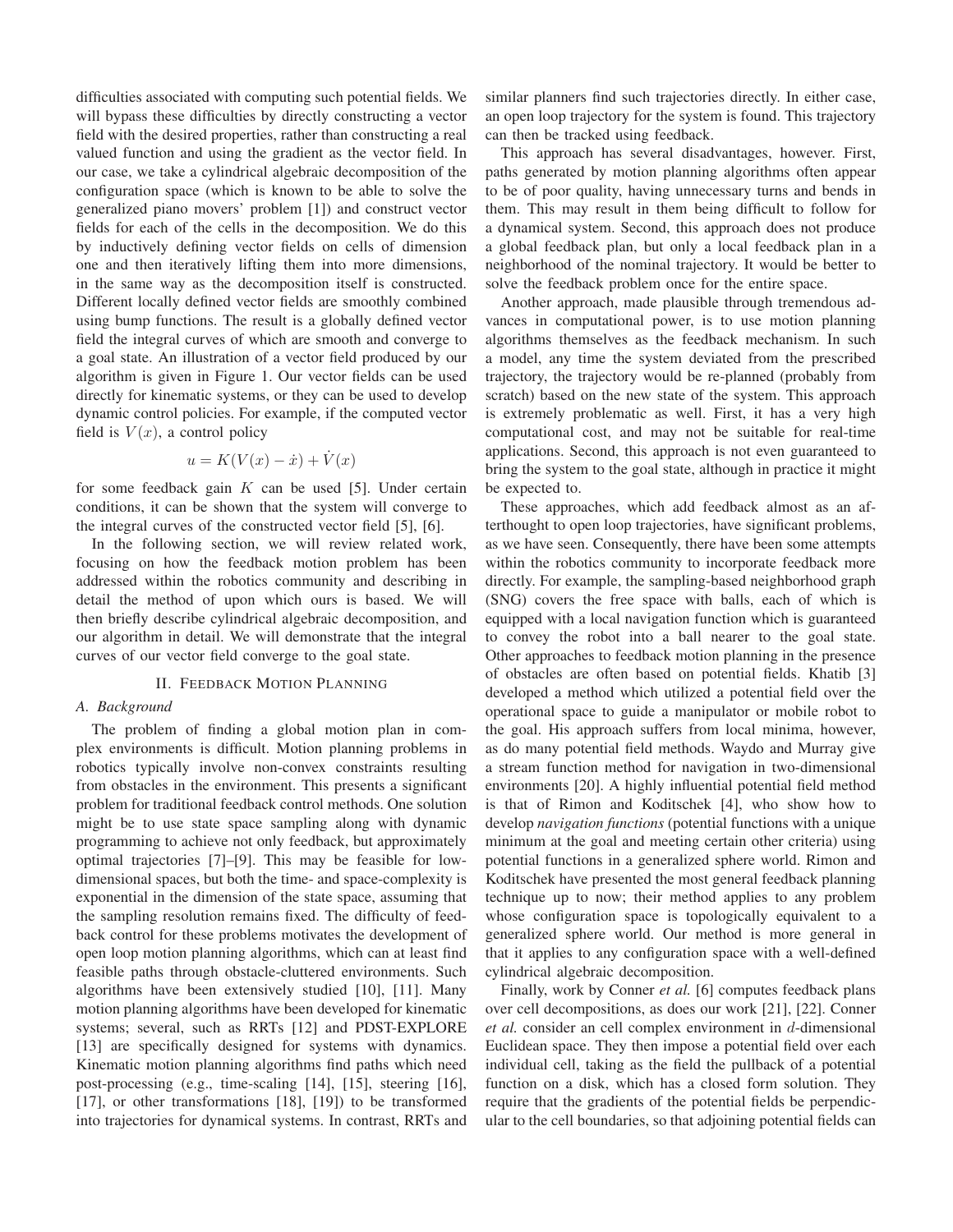difficulties associated with computing such potential fields. We will bypass these difficulties by directly constructing a vector field with the desired properties, rather than constructing a real valued function and using the gradient as the vector field. In our case, we take a cylindrical algebraic decomposition of the configuration space (which is known to be able to solve the generalized piano movers' problem [1]) and construct vector fields for each of the cells in the decomposition. We do this by inductively defining vector fields on cells of dimension one and then iteratively lifting them into more dimensions, in the same way as the decomposition itself is constructed. Different locally defined vector fields are smoothly combined using bump functions. The result is a globally defined vector field the integral curves of which are smooth and converge to a goal state. An illustration of a vector field produced by our algorithm is given in Figure 1. Our vector fields can be used directly for kinematic systems, or they can be used to develop dynamic control policies. For example, if the computed vector field is $V(x)$, a control policy

$$u = K(V(x) - \dot{x}) + \dot{V}(x)$$

for some feedback gain $K$ can be used [5]. Under certain conditions, it can be shown that the system will converge to the integral curves of the constructed vector field [5], [6].

In the following section, we will review related work, focusing on how the feedback motion problem has been addressed within the robotics community and describing in detail the method of upon which ours is based. We will then briefly describe cylindrical algebraic decomposition, and our algorithm in detail. We will demonstrate that the integral curves of our vector field converge to the goal state.

## II. Feedback Motion Planning

### A. Background

The problem of finding a global motion plan in complex environments is difficult. Motion planning problems in robotics typically involve non-convex constraints resulting from obstacles in the environment. This presents a significant problem for traditional feedback control methods. One solution might be to use state space sampling along with dynamic programming to achieve not only feedback, but approximately optimal trajectories [7]–[9]. This may be feasible for low-dimensional spaces, but both the time- and space-complexity is exponential in the dimension of the state space, assuming that the sampling resolution remains fixed. The difficulty of feedback control for these problems motivates the development of open loop motion planning algorithms, which can at least find feasible paths through obstacle-cluttered environments. Such algorithms have been extensively studied [10], [11]. Many motion planning algorithms have been developed for kinematic systems; several, such as RRTs [12] and PDST-EXPLORE [13] are specifically designed for systems with dynamics. Kinematic motion planning algorithms find paths which need post-processing (e.g., time-scaling [14], [15], steering [16], [17], or other transformations [18], [19]) to be transformed into trajectories for dynamical systems. In contrast, RRTs and similar planners find such trajectories directly. In either case, an open loop trajectory for the system is found. This trajectory can then be tracked using feedback.

This approach has several disadvantages, however. First, paths generated by motion planning algorithms often appear to be of poor quality, having unnecessary turns and bends in them. This may result in them being difficult to follow for a dynamical system. Second, this approach does not produce a global feedback plan, but only a local feedback plan in a neighborhood of the nominal trajectory. It would be better to solve the feedback problem once for the entire space.

Another approach, made plausible through tremendous advances in computational power, is to use motion planning algorithms themselves as the feedback mechanism. In such a model, any time the system deviated from the prescribed trajectory, the trajectory would be re-planned (probably from scratch) based on the new state of the system. This approach is extremely problematic as well. First, it has a very high computational cost, and may not be suitable for real-time applications. Second, this approach is not even guaranteed to bring the system to the goal state, although in practice it might be expected to.

These approaches, which add feedback almost as an afterthought to open loop trajectories, have significant problems, as we have seen. Consequently, there have been some attempts within the robotics community to incorporate feedback more directly. For example, the sampling-based neighborhood graph (SNG) covers the free space with balls, each of which is equipped with a local navigation function which is guaranteed to convey the robot into a ball nearer to the goal state. Other approaches to feedback motion planning in the presence of obstacles are often based on potential fields. Khatib [3] developed a method which utilized a potential field over the operational space to guide a manipulator or mobile robot to the goal. His approach suffers from local minima, however, as do many potential field methods. Waydo and Murray give a stream function method for navigation in two-dimensional environments [20]. A highly influential potential field method is that of Rimon and Koditschek [4], who show how to develop *navigation functions* (potential functions with a unique minimum at the goal and meeting certain other criteria) using potential functions in a generalized sphere world. Rimon and Koditschek have presented the most general feedback planning technique up to now; their method applies to any problem whose configuration space is topologically equivalent to a generalized sphere world. Our method is more general in that it applies to any configuration space with a well-defined cylindrical algebraic decomposition.

Finally, work by Conner *et al.* [6] computes feedback plans over cell decompositions, as does our work [21], [22]. Conner *et al.* consider an cell complex environment in $d$-dimensional Euclidean space. They then impose a potential field over each individual cell, taking as the field the pullback of a potential function on a disk, which has a closed form solution. They require that the gradients of the potential fields be perpendicular to the cell boundaries, so that adjoining potential fields can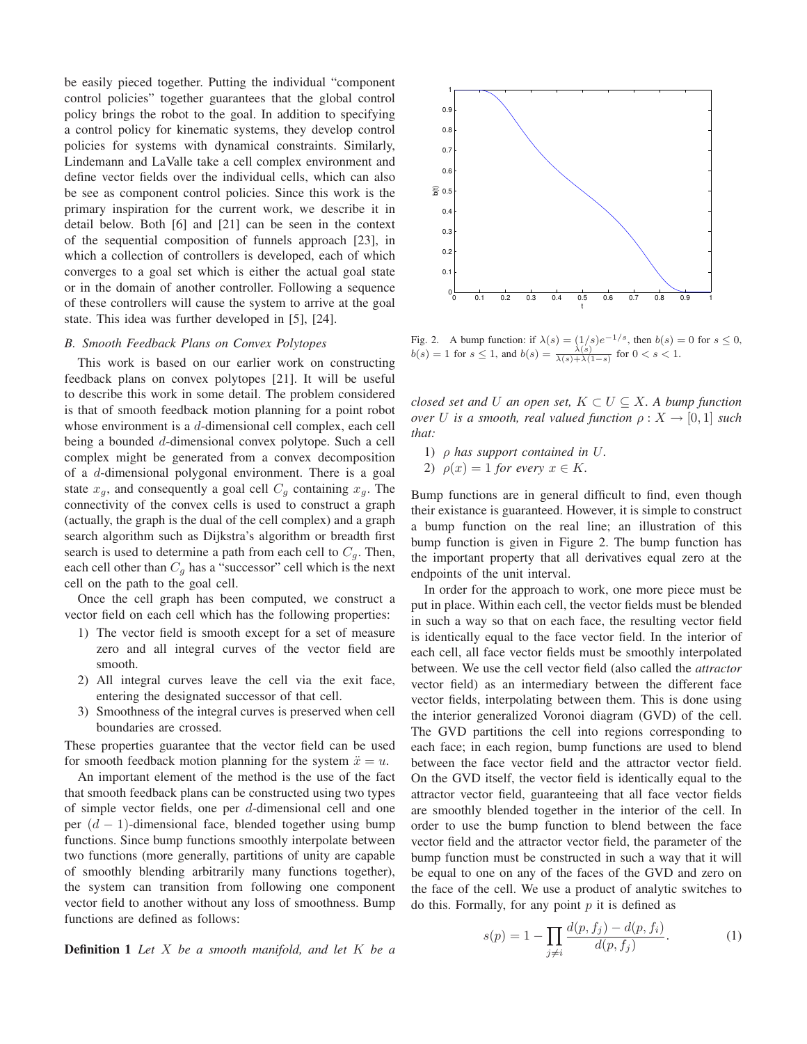be easily pieced together. Putting the individual "component control policies" together guarantees that the global control policy brings the robot to the goal. In addition to specifying a control policy for kinematic systems, they develop control policies for systems with dynamical constraints. Similarly, Lindemann and LaValle take a cell complex environment and define vector fields over the individual cells, which can also be see as component control policies. Since this work is the primary inspiration for the current work, we describe it in detail below. Both [6] and [21] can be seen in the context of the sequential composition of funnels approach [23], in which a collection of controllers is developed, each of which converges to a goal set which is either the actual goal state or in the domain of another controller. Following a sequence of these controllers will cause the system to arrive at the goal state. This idea was further developed in [5], [24].

### B. Smooth Feedback Plans on Convex Polytopes

This work is based on our earlier work on constructing feedback plans on convex polytopes [21]. It will be useful to describe this work in some detail. The problem considered is that of smooth feedback motion planning for a point robot whose environment is a $d$-dimensional cell complex, each cell being a bounded $d$-dimensional convex polytope. Such a cell complex might be generated from a convex decomposition of a $d$-dimensional polygonal environment. There is a goal state $x_g$, and consequently a goal cell $C_g$ containing $x_g$. The connectivity of the convex cells is used to construct a graph (actually, the graph is the dual of the cell complex) and a graph search algorithm such as Dijkstra's algorithm or breadth first search is used to determine a path from each cell to $C_g$. Then, each cell other than $C_g$ has a "successor" cell which is the next cell on the path to the goal cell.

Once the cell graph has been computed, we construct a vector field on each cell which has the following properties:

1) The vector field is smooth except for a set of measure zero and all integral curves of the vector field are smooth.
2) All integral curves leave the cell via the exit face, entering the designated successor of that cell.
3) Smoothness of the integral curves is preserved when cell boundaries are crossed.

These properties guarantee that the vector field can be used for smooth feedback motion planning for the system $\ddot{x} = u$.

An important element of the method is the use of the fact that smooth feedback plans can be constructed using two types of simple vector fields, one per $d$-dimensional cell and one per $(d-1)$-dimensional face, blended together using bump functions. Since bump functions smoothly interpolate between two functions (more generally, partitions of unity are capable of smoothly blending arbitrarily many functions together), the system can transition from following one component vector field to another without any loss of smoothness. Bump functions are defined as follows:

**Definition 1** *Let $X$ be a smooth manifold, and let $K$ be a closed set and $U$ an open set, $K \subset U \subseteq X$. A bump function over $U$ is a smooth, real valued function $\rho : X \to [0,1]$ such that:*

1) *$\rho$ has support contained in $U$.*
2) *$\rho(x) = 1$ for every $x \in K$.*

Fig. 2. A bump function: if $\lambda(s) = (1/s)e^{-1/s}$, then $b(s) = 0$ for $s \leq 0$, $b(s) = 1$ for $s \leq 1$, and $b(s) = \frac{\lambda(s)}{\lambda(s)+\lambda(1-s)}$ for $0 < s < 1$.

Bump functions are in general difficult to find, even though their existance is guaranteed. However, it is simple to construct a bump function on the real line; an illustration of this bump function is given in Figure 2. The bump function has the important property that all derivatives equal zero at the endpoints of the unit interval.

In order for the approach to work, one more piece must be put in place. Within each cell, the vector fields must be blended in such a way so that on each face, the resulting vector field is identically equal to the face vector field. In the interior of each cell, all face vector fields must be smoothly interpolated between. We use the cell vector field (also called the *attractor* vector field) as an intermediary between the different face vector fields, interpolating between them. This is done using the interior generalized Voronoi diagram (GVD) of the cell. The GVD partitions the cell into regions corresponding to each face; in each region, bump functions are used to blend between the face vector field and the attractor vector field. On the GVD itself, the vector field is identically equal to the attractor vector field, guaranteeing that all face vector fields are smoothly blended together in the interior of the cell. In order to use the bump function to blend between the face vector field and the attractor vector field, the parameter of the bump function must be constructed in such a way that it will be equal to one on any of the faces of the GVD and zero on the face of the cell. We use a product of analytic switches to do this. Formally, for any point $p$ it is defined as

$$s(p) = 1 - \prod_{j \neq i} \frac{d(p, f_j) - d(p, f_i)}{d(p, f_j)}. \tag{1}$$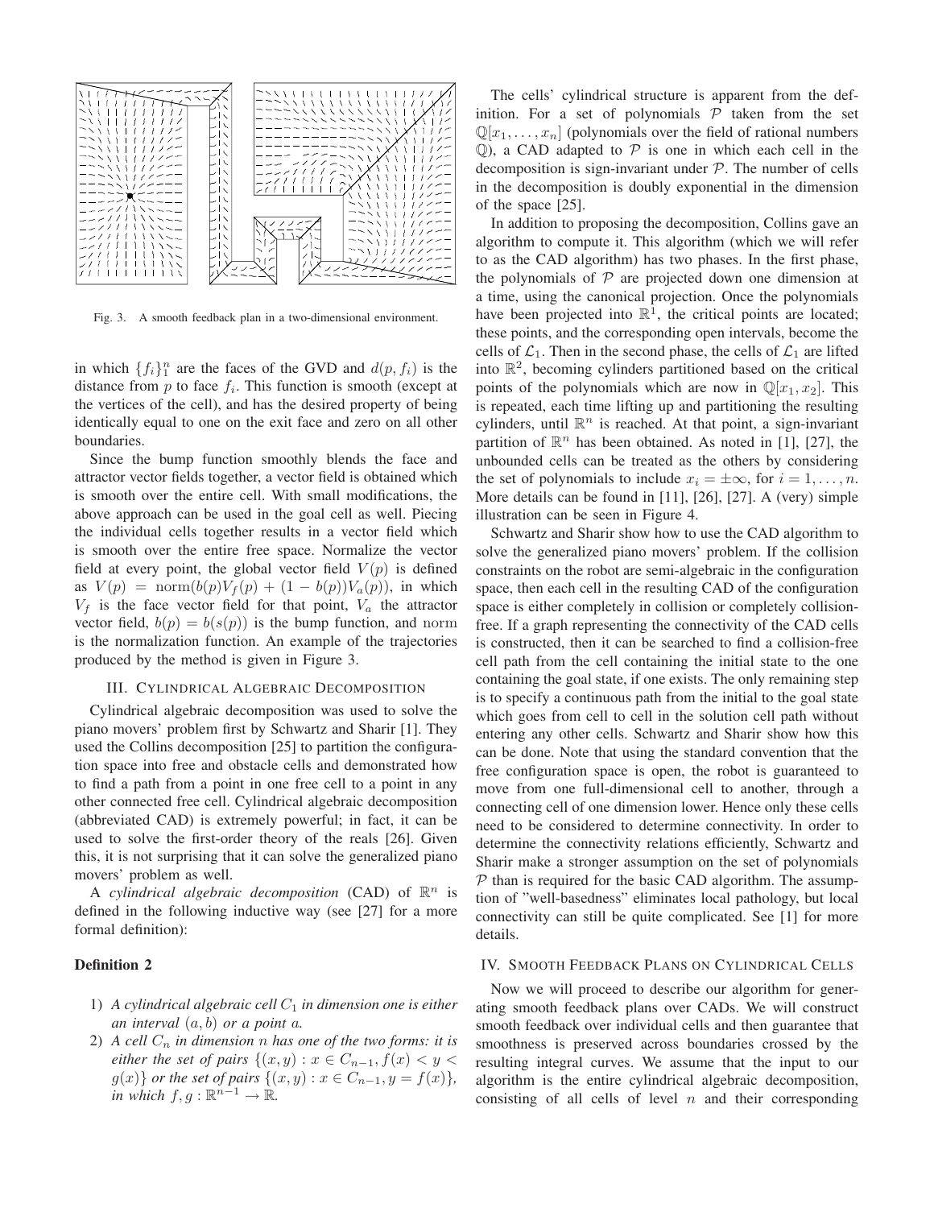Fig. 3. A smooth feedback plan in a two-dimensional environment.

in which $\{f_i\}_1^n$ are the faces of the GVD and $d(p, f_i)$ is the distance from $p$ to face $f_i$. This function is smooth (except at the vertices of the cell), and has the desired property of being identically equal to one on the exit face and zero on all other boundaries.

Since the bump function smoothly blends the face and attractor vector fields together, a vector field is obtained which is smooth over the entire cell. With small modifications, the above approach can be used in the goal cell as well. Piecing the individual cells together results in a vector field which is smooth over the entire free space. Normalize the vector field at every point, the global vector field $V(p)$ is defined as $V(p) = \mathrm{norm}(b(p)V_f(p) + (1 - b(p))V_a(p))$, in which $V_f$ is the face vector field for that point, $V_a$ the attractor vector field, $b(p) = b(s(p))$ is the bump function, and $\mathrm{norm}$ is the normalization function. An example of the trajectories produced by the method is given in Figure 3.

## III. Cylindrical Algebraic Decomposition

Cylindrical algebraic decomposition was used to solve the piano movers' problem first by Schwartz and Sharir [1]. They used the Collins decomposition [25] to partition the configuration space into free and obstacle cells and demonstrated how to find a path from a point in one free cell to a point in any other connected free cell. Cylindrical algebraic decomposition (abbreviated CAD) is extremely powerful; in fact, it can be used to solve the first-order theory of the reals [26]. Given this, it is not surprising that it can solve the generalized piano movers' problem as well.

A *cylindrical algebraic decomposition* (CAD) of $\mathbb{R}^n$ is defined in the following inductive way (see [27] for a more formal definition):

**Definition 2**

1) *A cylindrical algebraic cell $C_1$ in dimension one is either an interval $(a, b)$ or a point $a$.*
2) *A cell $C_n$ in dimension $n$ has one of the two forms: it is either the set of pairs $\{(x, y) : x \in C_{n-1}, f(x) < y < g(x)\}$ or the set of pairs $\{(x, y) : x \in C_{n-1}, y = f(x)\}$, in which $f, g : \mathbb{R}^{n-1} \to \mathbb{R}$.*

The cells' cylindrical structure is apparent from the definition. For a set of polynomials $\mathcal{P}$ taken from the set $\mathbb{Q}[x_1, \ldots, x_n]$ (polynomials over the field of rational numbers $\mathbb{Q}$), a CAD adapted to $\mathcal{P}$ is one in which each cell in the decomposition is sign-invariant under $\mathcal{P}$. The number of cells in the decomposition is doubly exponential in the dimension of the space [25].

In addition to proposing the decomposition, Collins gave an algorithm to compute it. This algorithm (which we will refer to as the CAD algorithm) has two phases. In the first phase, the polynomials of $\mathcal{P}$ are projected down one dimension at a time, using the canonical projection. Once the polynomials have been projected into $\mathbb{R}^1$, the critical points are located; these points, and the corresponding open intervals, become the cells of $\mathcal{L}_1$. Then in the second phase, the cells of $\mathcal{L}_1$ are lifted into $\mathbb{R}^2$, becoming cylinders partitioned based on the critical points of the polynomials which are now in $\mathbb{Q}[x_1, x_2]$. This is repeated, each time lifting up and partitioning the resulting cylinders, until $\mathbb{R}^n$ is reached. At that point, a sign-invariant partition of $\mathbb{R}^n$ has been obtained. As noted in [1], [27], the unbounded cells can be treated as the others by considering the set of polynomials to include $x_i = \pm\infty$, for $i = 1, \ldots, n$. More details can be found in [11], [26], [27]. A (very) simple illustration can be seen in Figure 4.

Schwartz and Sharir show how to use the CAD algorithm to solve the generalized piano movers' problem. If the collision constraints on the robot are semi-algebraic in the configuration space, then each cell in the resulting CAD of the configuration space is either completely in collision or completely collision-free. If a graph representing the connectivity of the CAD cells is constructed, then it can be searched to find a collision-free cell path from the cell containing the initial state to the one containing the goal state, if one exists. The only remaining step is to specify a continuous path from the initial to the goal state which goes from cell to cell in the solution cell path without entering any other cells. Schwartz and Sharir show how this can be done. Note that using the standard convention that the free configuration space is open, the robot is guaranteed to move from one full-dimensional cell to another, through a connecting cell of one dimension lower. Hence only these cells need to be considered to determine connectivity. In order to determine the connectivity relations efficiently, Schwartz and Sharir make a stronger assumption on the set of polynomials $\mathcal{P}$ than is required for the basic CAD algorithm. The assumption of "well-basedness" eliminates local pathology, but local connectivity can still be quite complicated. See [1] for more details.

## IV. Smooth Feedback Plans on Cylindrical Cells

Now we will proceed to describe our algorithm for generating smooth feedback plans over CADs. We will construct smooth feedback over individual cells and then guarantee that smoothness is preserved across boundaries crossed by the resulting integral curves. We assume that the input to our algorithm is the entire cylindrical algebraic decomposition, consisting of all cells of level $n$ and their corresponding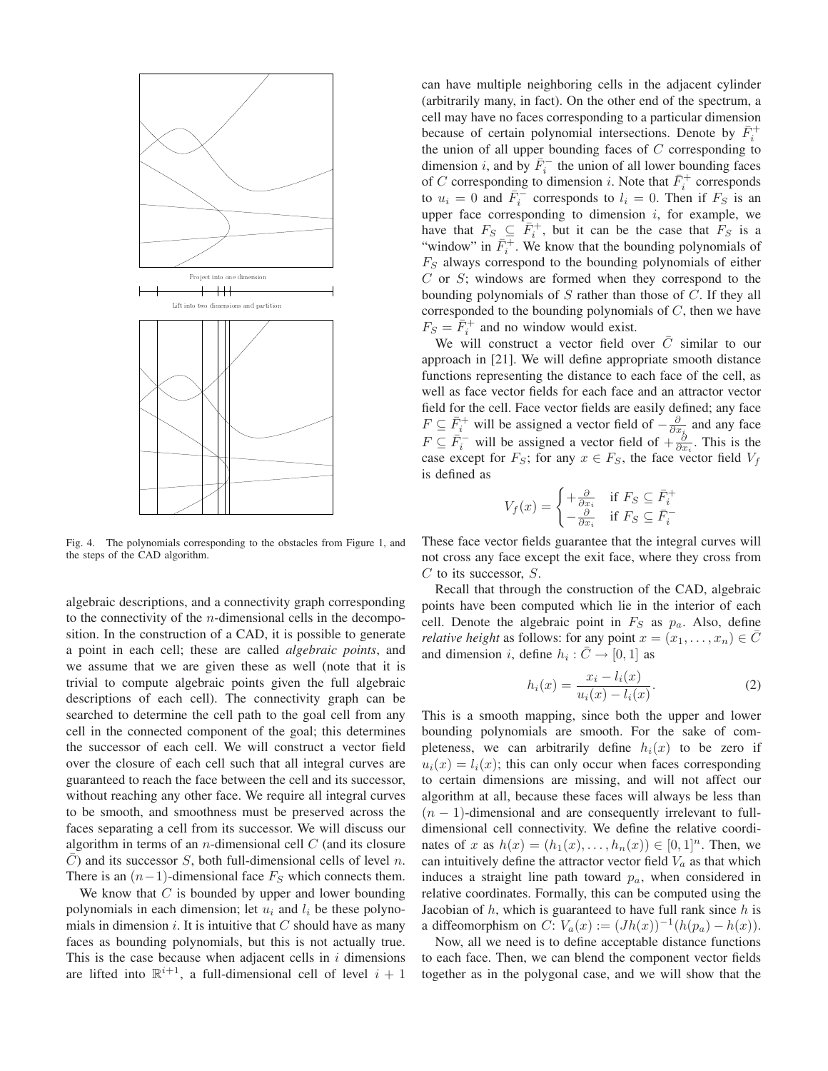Project into one dimension

Lift into two dimensions and partition

Fig. 4. The polynomials corresponding to the obstacles from Figure 1, and the steps of the CAD algorithm.

algebraic descriptions, and a connectivity graph corresponding to the connectivity of the $n$-dimensional cells in the decomposition. In the construction of a CAD, it is possible to generate a point in each cell; these are called *algebraic points*, and we assume that we are given these as well (note that it is trivial to compute algebraic points given the full algebraic descriptions of each cell). The connectivity graph can be searched to determine the cell path to the goal cell from any cell in the connected component of the goal; this determines the successor of each cell. We will construct a vector field over the closure of each cell such that all integral curves are guaranteed to reach the face between the cell and its successor, without reaching any other face. We require all integral curves to be smooth, and smoothness must be preserved across the faces separating a cell from its successor. We will discuss our algorithm in terms of an $n$-dimensional cell $C$ (and its closure $\bar{C}$) and its successor $S$, both full-dimensional cells of level $n$. There is an $(n-1)$-dimensional face $F_S$ which connects them.

We know that $C$ is bounded by upper and lower bounding polynomials in each dimension; let $u_i$ and $l_i$ be these polynomials in dimension $i$. It is intuitive that $C$ should have as many faces as bounding polynomials, but this is not actually true. This is the case because when adjacent cells in $i$ dimensions are lifted into $\mathbb{R}^{i+1}$, a full-dimensional cell of level $i+1$ can have multiple neighboring cells in the adjacent cylinder (arbitrarily many, in fact). On the other end of the spectrum, a cell may have no faces corresponding to a particular dimension because of certain polynomial intersections. Denote by $\bar{F}_i^+$ the union of all upper bounding faces of $C$ corresponding to dimension $i$, and by $\bar{F}_i^-$ the union of all lower bounding faces of $C$ corresponding to dimension $i$. Note that $\bar{F}_i^+$ corresponds to $u_i = 0$ and $\bar{F}_i^-$ corresponds to $l_i = 0$. Then if $F_S$ is an upper face corresponding to dimension $i$, for example, we have that $F_S \subseteq \bar{F}_i^+$, but it can be the case that $F_S$ is a "window" in $\bar{F}_i^+$. We know that the bounding polynomials of $F_S$ always correspond to the bounding polynomials of either $C$ or $S$; windows are formed when they correspond to the bounding polynomials of $S$ rather than those of $C$. If they all corresponded to the bounding polynomials of $C$, then we have $F_S = \bar{F}_i^+$ and no window would exist.

We will construct a vector field over $\bar{C}$ similar to our approach in [21]. We will define appropriate smooth distance functions representing the distance to each face of the cell, as well as face vector fields for each face and an attractor vector field for the cell. Face vector fields are easily defined; any face $F \subseteq \bar{F}_i^+$ will be assigned a vector field of $-\frac{\partial}{\partial x_i}$ and any face $F \subseteq \bar{F}_i^-$ will be assigned a vector field of $+\frac{\partial}{\partial x_i}$. This is the case except for $F_S$; for any $x \in F_S$, the face vector field $V_f$ is defined as

$$V_f(x) = \begin{cases} +\frac{\partial}{\partial x_i} & \text{if } F_S \subseteq \bar{F}_i^+ \\ -\frac{\partial}{\partial x_i} & \text{if } F_S \subseteq \bar{F}_i^- \end{cases}$$

These face vector fields guarantee that the integral curves will not cross any face except the exit face, where they cross from $C$ to its successor, $S$.

Recall that through the construction of the CAD, algebraic points have been computed which lie in the interior of each cell. Denote the algebraic point in $F_S$ as $p_a$. Also, define *relative height* as follows: for any point $x = (x_1, \ldots, x_n) \in \bar{C}$ and dimension $i$, define $h_i : \bar{C} \to [0, 1]$ as

$$h_i(x) = \frac{x_i - l_i(x)}{u_i(x) - l_i(x)}. \tag{2}$$

This is a smooth mapping, since both the upper and lower bounding polynomials are smooth. For the sake of completeness, we can arbitrarily define $h_i(x)$ to be zero if $u_i(x) = l_i(x)$; this can only occur when faces corresponding to certain dimensions are missing, and will not affect our algorithm at all, because these faces will always be less than $(n-1)$-dimensional and are consequently irrelevant to full-dimensional cell connectivity. We define the relative coordinates of $x$ as $h(x) = (h_1(x), \ldots, h_n(x)) \in [0, 1]^n$. Then, we can intuitively define the attractor vector field $V_a$ as that which induces a straight line path toward $p_a$, when considered in relative coordinates. Formally, this can be computed using the Jacobian of $h$, which is guaranteed to have full rank since $h$ is a diffeomorphism on $C$: $V_a(x) := (Jh(x))^{-1}(h(p_a) - h(x))$.

Now, all we need is to define acceptable distance functions to each face. Then, we can blend the component vector fields together as in the polygonal case, and we will show that the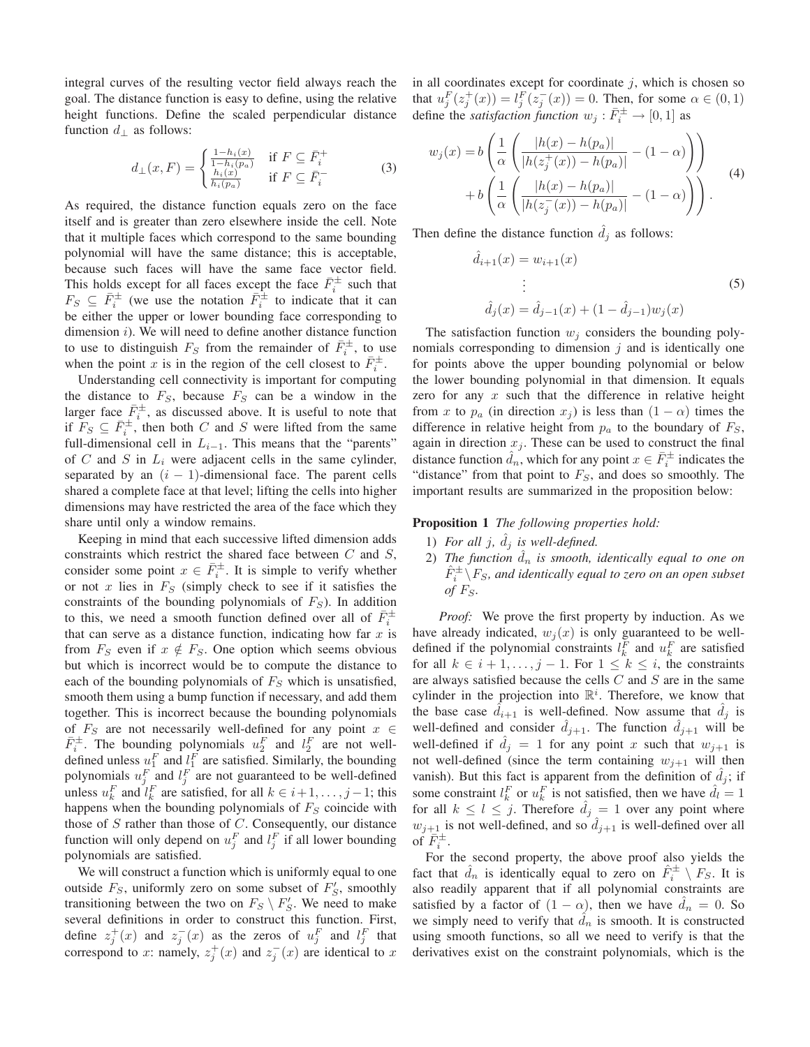integral curves of the resulting vector field always reach the goal. The distance function is easy to define, using the relative height functions. Define the scaled perpendicular distance function $d_\perp$ as follows:

$$d_\perp(x, F) = \begin{cases} \frac{1-h_i(x)}{1-h_i(p_a)} & \text{if } F \subseteq \bar{F}_i^+ \\ \frac{h_i(x)}{h_i(p_a)} & \text{if } F \subseteq \bar{F}_i^- \end{cases} \tag{3}$$

As required, the distance function equals zero on the face itself and is greater than zero elsewhere inside the cell. Note that it multiple faces which correspond to the same bounding polynomial will have the same distance; this is acceptable, because such faces will have the same face vector field. This holds except for all faces except the face $\bar{F}_i^\pm$ such that $F_S \subseteq \bar{F}_i^\pm$ (we use the notation $\bar{F}_i^\pm$ to indicate that it can be either the upper or lower bounding face corresponding to dimension $i$). We will need to define another distance function to use to distinguish $F_S$ from the remainder of $\bar{F}_i^\pm$, to use when the point $x$ is in the region of the cell closest to $\bar{F}_i^\pm$.

Understanding cell connectivity is important for computing the distance to $F_S$, because $F_S$ can be a window in the larger face $\bar{F}_i^\pm$, as discussed above. It is useful to note that if $F_S \subseteq \bar{F}_i^\pm$, then both $C$ and $S$ were lifted from the same full-dimensional cell in $L_{i-1}$. This means that the "parents" of $C$ and $S$ in $L_i$ were adjacent cells in the same cylinder, separated by an $(i-1)$-dimensional face. The parent cells shared a complete face at that level; lifting the cells into higher dimensions may have restricted the area of the face which they share until only a window remains.

Keeping in mind that each successive lifted dimension adds constraints which restrict the shared face between $C$ and $S$, consider some point $x \in \bar{F}_i^\pm$. It is simple to verify whether or not $x$ lies in $F_S$ (simply check to see if it satisfies the constraints of the bounding polynomials of $F_S$). In addition to this, we need a smooth function defined over all of $\bar{F}_i^\pm$ that can serve as a distance function, indicating how far $x$ is from $F_S$ even if $x \notin F_S$. One option which seems obvious but which is incorrect would be to compute the distance to each of the bounding polynomials of $F_S$ which is unsatisfied, smooth them using a bump function if necessary, and add them together. This is incorrect because the bounding polynomials of $F_S$ are not necessarily well-defined for any point $x \in \bar{F}_i^\pm$. The bounding polynomials $u_2^F$ and $l_2^F$ are not well-defined unless $u_1^F$ and $l_1^F$ are satisfied. Similarly, the bounding polynomials $u_j^F$ and $l_j^F$ are not guaranteed to be well-defined unless $u_k^F$ and $l_k^F$ are satisfied, for all $k \in i+1, \ldots, j-1$; this happens when the bounding polynomials of $F_S$ coincide with those of $S$ rather than those of $C$. Consequently, our distance function will only depend on $u_j^F$ and $l_j^F$ if all lower bounding polynomials are satisfied.

We will construct a function which is uniformly equal to one outside $F_S$, uniformly zero on some subset of $F_S'$, smoothly transitioning between the two on $F_S \setminus F_S'$. We need to make several definitions in order to construct this function. First, define $z_j^+(x)$ and $z_j^-(x)$ as the zeros of $u_j^F$ and $l_j^F$ that correspond to $x$: namely, $z_j^+(x)$ and $z_j^-(x)$ are identical to $x$ in all coordinates except for coordinate $j$, which is chosen so that $u_j^F(z_j^+(x)) = l_j^F(z_j^-(x)) = 0$. Then, for some $\alpha \in (0, 1)$ define the *satisfaction function* $w_j : \bar{F}_i^\pm \to [0, 1]$ as

$$\begin{aligned} w_j(x) = {} & b\left(\frac{1}{\alpha}\left(\frac{|h(x) - h(p_a)|}{|h(z_j^+(x)) - h(p_a)|} - (1-\alpha)\right)\right) \\ & + b\left(\frac{1}{\alpha}\left(\frac{|h(x) - h(p_a)|}{|h(z_j^-(x)) - h(p_a)|} - (1-\alpha)\right)\right). \end{aligned} \tag{4}$$

Then define the distance function $\hat{d}_j$ as follows:

$$\begin{aligned} \hat{d}_{i+1}(x) &= w_{i+1}(x) \\ &\vdots \\ \hat{d}_j(x) &= \hat{d}_{j-1}(x) + (1 - \hat{d}_{j-1})w_j(x) \end{aligned} \tag{5}$$

The satisfaction function $w_j$ considers the bounding polynomials corresponding to dimension $j$ and is identically one for points above the upper bounding polynomial or below the lower bounding polynomial in that dimension. It equals zero for any $x$ such that the difference in relative height from $x$ to $p_a$ (in direction $x_j$) is less than $(1-\alpha)$ times the difference in relative height from $p_a$ to the boundary of $F_S$, again in direction $x_j$. These can be used to construct the final distance function $\hat{d}_n$, which for any point $x \in \bar{F}_i^\pm$ indicates the "distance" from that point to $F_S$, and does so smoothly. The important results are summarized in the proposition below:

**Proposition 1** *The following properties hold:*

1) *For all $j$, $\hat{d}_j$ is well-defined.*
2) *The function $\hat{d}_n$ is smooth, identically equal to one on $\hat{F}_i^\pm \setminus F_S$, and identically equal to zero on an open subset of $F_S$.*

*Proof:* We prove the first property by induction. As we have already indicated, $w_j(x)$ is only guaranteed to be well-defined if the polynomial constraints $l_k^F$ and $u_k^F$ are satisfied for all $k \in i+1, \ldots, j-1$. For $1 \leq k \leq i$, the constraints are always satisfied because the cells $C$ and $S$ are in the same cylinder in the projection into $\mathbb{R}^i$. Therefore, we know that the base case $\hat{d}_{i+1}$ is well-defined. Now assume that $\hat{d}_j$ is well-defined and consider $\hat{d}_{j+1}$. The function $\hat{d}_{j+1}$ will be well-defined if $\hat{d}_j = 1$ for any point $x$ such that $w_{j+1}$ is not well-defined (since the term containing $w_{j+1}$ will then vanish). But this fact is apparent from the definition of $\hat{d}_j$; if some constraint $l_k^F$ or $u_k^F$ is not satisfied, then we have $\hat{d}_l = 1$ for all $k \leq l \leq j$. Therefore $\hat{d}_j = 1$ over any point where $w_{j+1}$ is not well-defined, and so $\hat{d}_{j+1}$ is well-defined over all of $\bar{F}_i^\pm$.

For the second property, the above proof also yields the fact that $\hat{d}_n$ is identically equal to zero on $\hat{F}_i^\pm \setminus F_S$. It is also readily apparent that if all polynomial constraints are satisfied by a factor of $(1-\alpha)$, then we have $\hat{d}_n = 0$. So we simply need to verify that $\hat{d}_n$ is smooth. It is constructed using smooth functions, so all we need to verify is that the derivatives exist on the constraint polynomials, which is the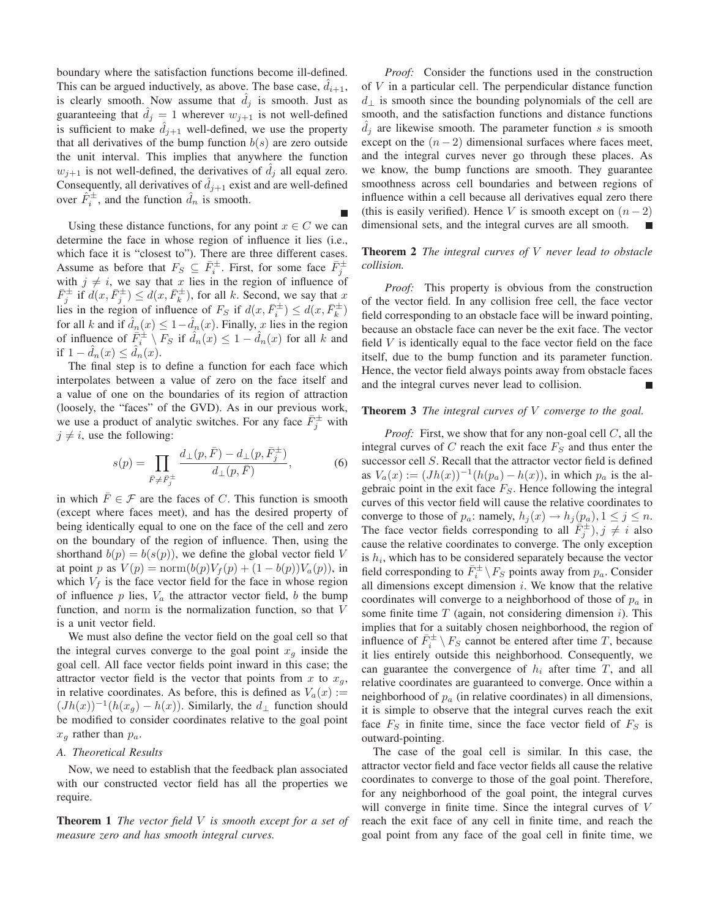boundary where the satisfaction functions become ill-defined. This can be argued inductively, as above. The base case, $\hat{d}_{i+1}$, is clearly smooth. Now assume that $\hat{d}_j$ is smooth. Just as guaranteeing that $\hat{d}_j = 1$ wherever $w_{j+1}$ is not well-defined is sufficient to make $\hat{d}_{j+1}$ well-defined, we use the property that all derivatives of the bump function $b(s)$ are zero outside the unit interval. This implies that anywhere the function $w_{j+1}$ is not well-defined, the derivatives of $\hat{d}_j$ all equal zero. Consequently, all derivatives of $\hat{d}_{j+1}$ exist and are well-defined over $\hat{F}_i^{\pm}$, and the function $\hat{d}_n$ is smooth. ∎

Using these distance functions, for any point $x \in C$ we can determine the face in whose region of influence it lies (i.e., which face it is "closest to"). There are three different cases. Assume as before that $F_S \subseteq \bar{F}_i^{\pm}$. First, for some face $\bar{F}_j^{\pm}$ with $j \neq i$, we say that $x$ lies in the region of influence of $\bar{F}_j^{\pm}$ if $d(x, \bar{F}_j^{\pm}) \leq d(x, \bar{F}_k^{\pm})$, for all $k$. Second, we say that $x$ lies in the region of influence of $F_S$ if $d(x, \bar{F}_i^{\pm}) \leq d(x, \bar{F}_k^{\pm})$ for all $k$ and if $\hat{d}_n(x) \leq 1 - \hat{d}_n(x)$. Finally, $x$ lies in the region of influence of $\bar{F}_i^{\pm} \setminus F_S$ if $\hat{d}_n(x) \leq 1 - \hat{d}_n(x)$ for all $k$ and if $1 - \hat{d}_n(x) \leq \hat{d}_n(x)$.

The final step is to define a function for each face which interpolates between a value of zero on the face itself and a value of one on the boundaries of its region of attraction (loosely, the "faces" of the GVD). As in our previous work, we use a product of analytic switches. For any face $\bar{F}_j^{\pm}$ with $j \neq i$, use the following:

$$s(p) = \prod_{\bar{F} \neq \bar{F}_j^{\pm}} \frac{d_\perp(p, \bar{F}) - d_\perp(p, \bar{F}_j^{\pm})}{d_\perp(p, \bar{F})}, \tag{6}$$

in which $\bar{F} \in \mathcal{F}$ are the faces of $C$. This function is smooth (except where faces meet), and has the desired property of being identically equal to one on the face of the cell and zero on the boundary of the region of influence. Then, using the shorthand $b(p) = b(s(p))$, we define the global vector field $V$ at point $p$ as $V(p) = \mathrm{norm}(b(p)V_f(p) + (1 - b(p))V_a(p))$, in which $V_f$ is the face vector field for the face in whose region of influence $p$ lies, $V_a$ the attractor vector field, $b$ the bump function, and $\mathrm{norm}$ is the normalization function, so that $V$ is a unit vector field.

We must also define the vector field on the goal cell so that the integral curves converge to the goal point $x_g$ inside the goal cell. All face vector fields point inward in this case; the attractor vector field is the vector that points from $x$ to $x_g$, in relative coordinates. As before, this is defined as $V_a(x) := (Jh(x))^{-1}(h(x_g) - h(x))$. Similarly, the $d_\perp$ function should be modified to consider coordinates relative to the goal point $x_g$ rather than $p_a$.

### A. Theoretical Results

Now, we need to establish that the feedback plan associated with our constructed vector field has all the properties we require.

**Theorem 1** *The vector field $V$ is smooth except for a set of measure zero and has smooth integral curves.*

*Proof:* Consider the functions used in the construction of $V$ in a particular cell. The perpendicular distance function $d_\perp$ is smooth since the bounding polynomials of the cell are smooth, and the satisfaction functions and distance functions $\hat{d}_j$ are likewise smooth. The parameter function $s$ is smooth except on the $(n-2)$ dimensional surfaces where faces meet, and the integral curves never go through these places. As we know, the bump functions are smooth. They guarantee smoothness across cell boundaries and between regions of influence within a cell because all derivatives equal zero there (this is easily verified). Hence $V$ is smooth except on $(n-2)$ dimensional sets, and the integral curves are all smooth. ∎

**Theorem 2** *The integral curves of $V$ never lead to obstacle collision.*

*Proof:* This property is obvious from the construction of the vector field. In any collision free cell, the face vector field corresponding to an obstacle face will be inward pointing, because an obstacle face can never be the exit face. The vector field $V$ is identically equal to the face vector field on the face itself, due to the bump function and its parameter function. Hence, the vector field always points away from obstacle faces and the integral curves never lead to collision. ∎

**Theorem 3** *The integral curves of $V$ converge to the goal.*

*Proof:* First, we show that for any non-goal cell $C$, all the integral curves of $C$ reach the exit face $F_S$ and thus enter the successor cell $S$. Recall that the attractor vector field is defined as $V_a(x) := (Jh(x))^{-1}(h(p_a) - h(x))$, in which $p_a$ is the algebraic point in the exit face $F_S$. Hence following the integral curves of this vector field will cause the relative coordinates to converge to those of $p_a$: namely, $h_j(x) \to h_j(p_a), 1 \leq j \leq n$. The face vector fields corresponding to all $\bar{F}_j^{\pm}), j \neq i$ also cause the relative coordinates to converge. The only exception is $h_i$, which has to be considered separately because the vector field corresponding to $\bar{F}_i^{\pm} \setminus F_S$ points away from $p_a$. Consider all dimensions except dimension $i$. We know that the relative coordinates will converge to a neighborhood of those of $p_a$ in some finite time $T$ (again, not considering dimension $i$). This implies that for a suitably chosen neighborhood, the region of influence of $\bar{F}_i^{\pm} \setminus F_S$ cannot be entered after time $T$, because it lies entirely outside this neighborhood. Consequently, we can guarantee the convergence of $h_i$ after time $T$, and all relative coordinates are guaranteed to converge. Once within a neighborhood of $p_a$ (in relative coordinates) in all dimensions, it is simple to observe that the integral curves reach the exit face $F_S$ in finite time, since the face vector field of $F_S$ is outward-pointing.

The case of the goal cell is similar. In this case, the attractor vector field and face vector fields all cause the relative coordinates to converge to those of the goal point. Therefore, for any neighborhood of the goal point, the integral curves will converge in finite time. Since the integral curves of $V$ reach the exit face of any cell in finite time, and reach the goal point from any face of the goal cell in finite time, we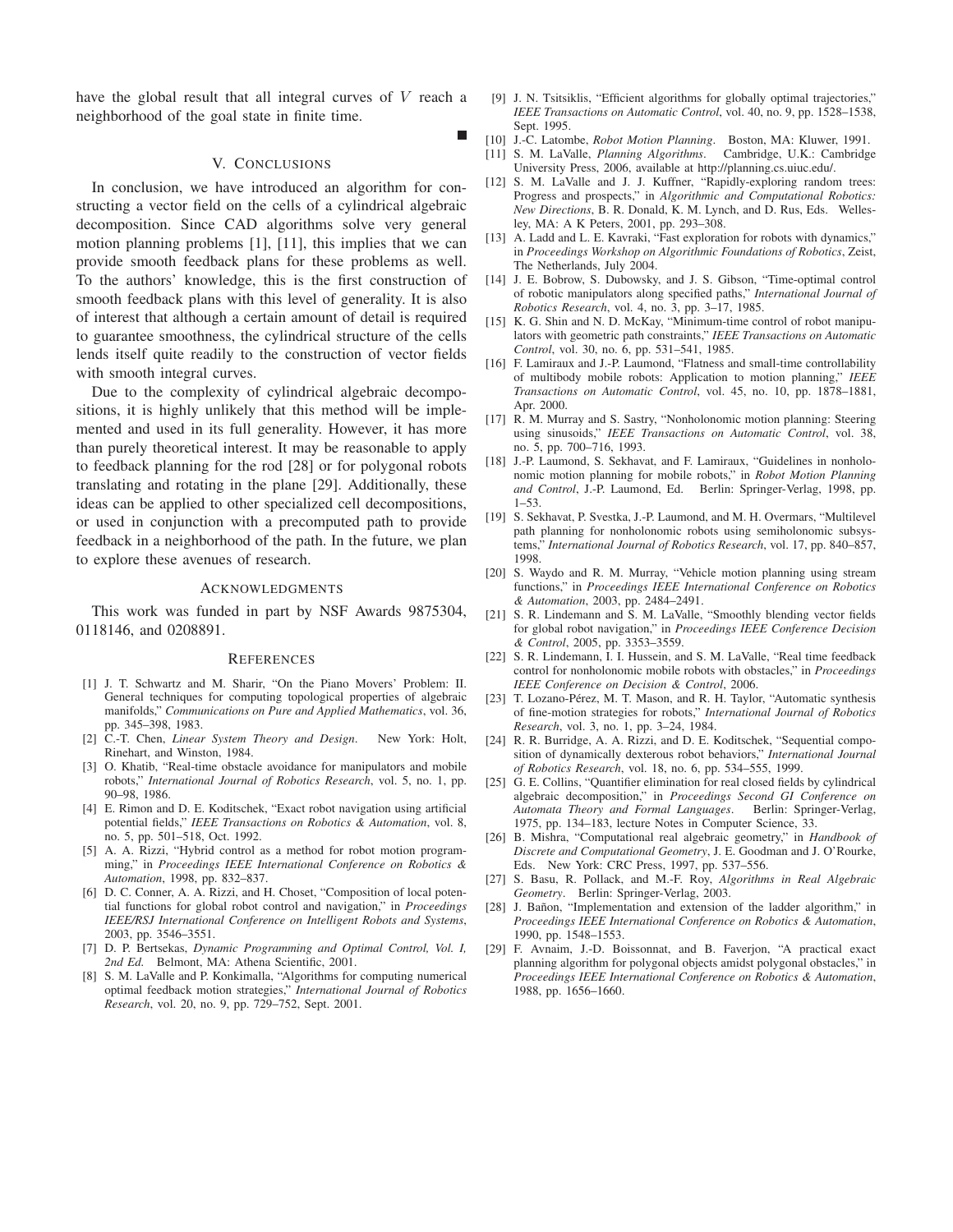have the global result that all integral curves of $V$ reach a neighborhood of the goal state in finite time. ■

## V. Conclusions

In conclusion, we have introduced an algorithm for constructing a vector field on the cells of a cylindrical algebraic decomposition. Since CAD algorithms solve very general motion planning problems [1], [11], this implies that we can provide smooth feedback plans for these problems as well. To the authors' knowledge, this is the first construction of smooth feedback plans with this level of generality. It is also of interest that although a certain amount of detail is required to guarantee smoothness, the cylindrical structure of the cells lends itself quite readily to the construction of vector fields with smooth integral curves.

Due to the complexity of cylindrical algebraic decompositions, it is highly unlikely that this method will be implemented and used in its full generality. However, it has more than purely theoretical interest. It may be reasonable to apply to feedback planning for the rod [28] or for polygonal robots translating and rotating in the plane [29]. Additionally, these ideas can be applied to other specialized cell decompositions, or used in conjunction with a precomputed path to provide feedback in a neighborhood of the path. In the future, we plan to explore these avenues of research.

## Acknowledgments

This work was funded in part by NSF Awards 9875304, 0118146, and 0208891.

## References

[1] J. T. Schwartz and M. Sharir, "On the Piano Movers' Problem: II. General techniques for computing topological properties of algebraic manifolds," *Communications on Pure and Applied Mathematics*, vol. 36, pp. 345–398, 1983.

[2] C.-T. Chen, *Linear System Theory and Design*. New York: Holt, Rinehart, and Winston, 1984.

[3] O. Khatib, "Real-time obstacle avoidance for manipulators and mobile robots," *International Journal of Robotics Research*, vol. 5, no. 1, pp. 90–98, 1986.

[4] E. Rimon and D. E. Koditschek, "Exact robot navigation using artificial potential fields," *IEEE Transactions on Robotics & Automation*, vol. 8, no. 5, pp. 501–518, Oct. 1992.

[5] A. A. Rizzi, "Hybrid control as a method for robot motion programming," in *Proceedings IEEE International Conference on Robotics & Automation*, 1998, pp. 832–837.

[6] D. C. Conner, A. A. Rizzi, and H. Choset, "Composition of local potential functions for global robot control and navigation," in *Proceedings IEEE/RSJ International Conference on Intelligent Robots and Systems*, 2003, pp. 3546–3551.

[7] D. P. Bertsekas, *Dynamic Programming and Optimal Control, Vol. I, 2nd Ed.* Belmont, MA: Athena Scientific, 2001.

[8] S. M. LaValle and P. Konkimalla, "Algorithms for computing numerical optimal feedback motion strategies," *International Journal of Robotics Research*, vol. 20, no. 9, pp. 729–752, Sept. 2001.

[9] J. N. Tsitsiklis, "Efficient algorithms for globally optimal trajectories," *IEEE Transactions on Automatic Control*, vol. 40, no. 9, pp. 1528–1538, Sept. 1995.

[10] J.-C. Latombe, *Robot Motion Planning*. Boston, MA: Kluwer, 1991.

[11] S. M. LaValle, *Planning Algorithms*. Cambridge, U.K.: Cambridge University Press, 2006, available at http://planning.cs.uiuc.edu/.

[12] S. M. LaValle and J. J. Kuffner, "Rapidly-exploring random trees: Progress and prospects," in *Algorithmic and Computational Robotics: New Directions*, B. R. Donald, K. M. Lynch, and D. Rus, Eds. Wellesley, MA: A K Peters, 2001, pp. 293–308.

[13] A. Ladd and L. E. Kavraki, "Fast exploration for robots with dynamics," in *Proceedings Workshop on Algorithmic Foundations of Robotics*, Zeist, The Netherlands, July 2004.

[14] J. E. Bobrow, S. Dubowsky, and J. S. Gibson, "Time-optimal control of robotic manipulators along specified paths," *International Journal of Robotics Research*, vol. 4, no. 3, pp. 3–17, 1985.

[15] K. G. Shin and N. D. McKay, "Minimum-time control of robot manipulators with geometric path constraints," *IEEE Transactions on Automatic Control*, vol. 30, no. 6, pp. 531–541, 1985.

[16] F. Lamiraux and J.-P. Laumond, "Flatness and small-time controllability of multibody mobile robots: Application to motion planning," *IEEE Transactions on Automatic Control*, vol. 45, no. 10, pp. 1878–1881, Apr. 2000.

[17] R. M. Murray and S. Sastry, "Nonholonomic motion planning: Steering using sinusoids," *IEEE Transactions on Automatic Control*, vol. 38, no. 5, pp. 700–716, 1993.

[18] J.-P. Laumond, S. Sekhavat, and F. Lamiraux, "Guidelines in nonholonomic motion planning for mobile robots," in *Robot Motion Planning and Control*, J.-P. Laumond, Ed. Berlin: Springer-Verlag, 1998, pp. 1–53.

[19] S. Sekhavat, P. Svestka, J.-P. Laumond, and M. H. Overmars, "Multilevel path planning for nonholonomic robots using semiholonomic subsystems," *International Journal of Robotics Research*, vol. 17, pp. 840–857, 1998.

[20] S. Waydo and R. M. Murray, "Vehicle motion planning using stream functions," in *Proceedings IEEE International Conference on Robotics & Automation*, 2003, pp. 2484–2491.

[21] S. R. Lindemann and S. M. LaValle, "Smoothly blending vector fields for global robot navigation," in *Proceedings IEEE Conference Decision & Control*, 2005, pp. 3353–3559.

[22] S. R. Lindemann, I. I. Hussein, and S. M. LaValle, "Real time feedback control for nonholonomic mobile robots with obstacles," in *Proceedings IEEE Conference on Decision & Control*, 2006.

[23] T. Lozano-Pérez, M. T. Mason, and R. H. Taylor, "Automatic synthesis of fine-motion strategies for robots," *International Journal of Robotics Research*, vol. 3, no. 1, pp. 3–24, 1984.

[24] R. R. Burridge, A. A. Rizzi, and D. E. Koditschek, "Sequential composition of dynamically dexterous robot behaviors," *International Journal of Robotics Research*, vol. 18, no. 6, pp. 534–555, 1999.

[25] G. E. Collins, "Quantifier elimination for real closed fields by cylindrical algebraic decomposition," in *Proceedings Second GI Conference on Automata Theory and Formal Languages*. Berlin: Springer-Verlag, 1975, pp. 134–183, lecture Notes in Computer Science, 33.

[26] B. Mishra, "Computational real algebraic geometry," in *Handbook of Discrete and Computational Geometry*, J. E. Goodman and J. O'Rourke, Eds. New York: CRC Press, 1997, pp. 537–556.

[27] S. Basu, R. Pollack, and M.-F. Roy, *Algorithms in Real Algebraic Geometry*. Berlin: Springer-Verlag, 2003.

[28] J. Bañon, "Implementation and extension of the ladder algorithm," in *Proceedings IEEE International Conference on Robotics & Automation*, 1990, pp. 1548–1553.

[29] F. Avnaim, J.-D. Boissonnat, and B. Faverjon, "A practical exact planning algorithm for polygonal objects amidst polygonal obstacles," in *Proceedings IEEE International Conference on Robotics & Automation*, 1988, pp. 1656–1660.